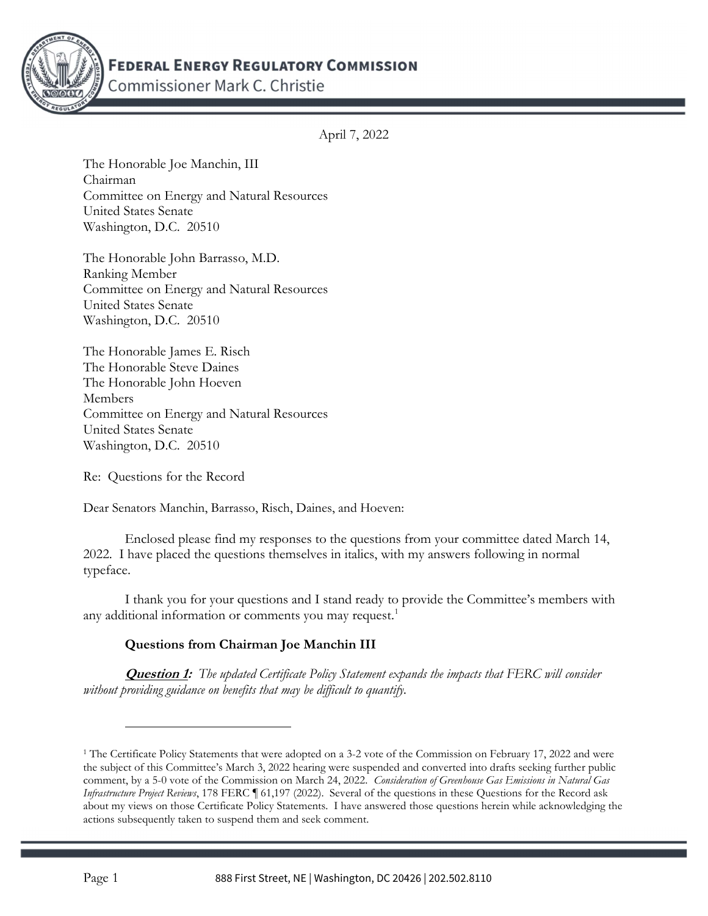# FEDERAL ENERGY REGULATORY COMMISSION

Commissioner Mark C. Christie

April 7, 2022

The Honorable Joe Manchin, III
Chairman
Committee on Energy and Natural Resources
United States Senate
Washington, D.C. 20510

The Honorable John Barrasso, M.D.
Ranking Member
Committee on Energy and Natural Resources
United States Senate
Washington, D.C. 20510

The Honorable James E. Risch
The Honorable Steve Daines
The Honorable John Hoeven
Members
Committee on Energy and Natural Resources
United States Senate
Washington, D.C. 20510

Re: Questions for the Record

Dear Senators Manchin, Barrasso, Risch, Daines, and Hoeven:

Enclosed please find my responses to the questions from your committee dated March 14, 2022. I have placed the questions themselves in italics, with my answers following in normal typeface.

I thank you for your questions and I stand ready to provide the Committee's members with any additional information or comments you may request.[1]

**Questions from Chairman Joe Manchin III**

***Question 1:*** *The updated Certificate Policy Statement expands the impacts that FERC will consider without providing guidance on benefits that may be difficult to quantify.*

---

[1] The Certificate Policy Statements that were adopted on a 3-2 vote of the Commission on February 17, 2022 and were the subject of this Committee's March 3, 2022 hearing were suspended and converted into drafts seeking further public comment, by a 5-0 vote of the Commission on March 24, 2022. *Consideration of Greenhouse Gas Emissions in Natural Gas Infrastructure Project Reviews*, 178 FERC ¶ 61,197 (2022). Several of the questions in these Questions for the Record ask about my views on those Certificate Policy Statements. I have answered those questions herein while acknowledging the actions subsequently taken to suspend them and seek comment.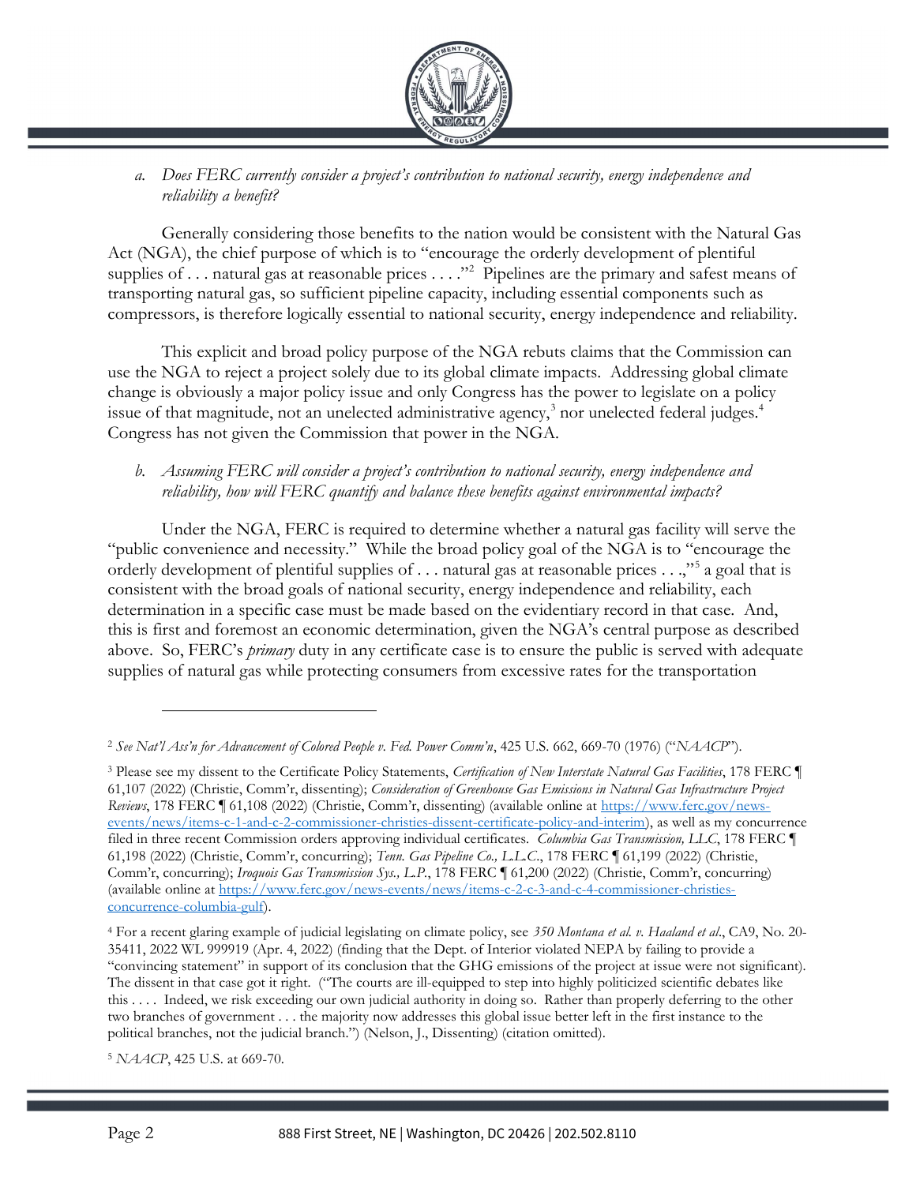*a. Does FERC currently consider a project's contribution to national security, energy independence and reliability a benefit?*

Generally considering those benefits to the nation would be consistent with the Natural Gas Act (NGA), the chief purpose of which is to "encourage the orderly development of plentiful supplies of . . . natural gas at reasonable prices . . . ."[2] Pipelines are the primary and safest means of transporting natural gas, so sufficient pipeline capacity, including essential components such as compressors, is therefore logically essential to national security, energy independence and reliability.

This explicit and broad policy purpose of the NGA rebuts claims that the Commission can use the NGA to reject a project solely due to its global climate impacts. Addressing global climate change is obviously a major policy issue and only Congress has the power to legislate on a policy issue of that magnitude, not an unelected administrative agency,[3] nor unelected federal judges.[4] Congress has not given the Commission that power in the NGA.

*b. Assuming FERC will consider a project's contribution to national security, energy independence and reliability, how will FERC quantify and balance these benefits against environmental impacts?*

Under the NGA, FERC is required to determine whether a natural gas facility will serve the "public convenience and necessity." While the broad policy goal of the NGA is to "encourage the orderly development of plentiful supplies of . . . natural gas at reasonable prices . . .,"[5] a goal that is consistent with the broad goals of national security, energy independence and reliability, each determination in a specific case must be made based on the evidentiary record in that case. And, this is first and foremost an economic determination, given the NGA's central purpose as described above. So, FERC's *primary* duty in any certificate case is to ensure the public is served with adequate supplies of natural gas while protecting consumers from excessive rates for the transportation

---

[2] *See Nat'l Ass'n for Advancement of Colored People v. Fed. Power Comm'n*, 425 U.S. 662, 669-70 (1976) ("*NAACP*").

[3] Please see my dissent to the Certificate Policy Statements, *Certification of New Interstate Natural Gas Facilities*, 178 FERC ¶ 61,107 (2022) (Christie, Comm'r, dissenting); *Consideration of Greenhouse Gas Emissions in Natural Gas Infrastructure Project Reviews*, 178 FERC ¶ 61,108 (2022) (Christie, Comm'r, dissenting) (available online at https://www.ferc.gov/news-events/news/items-c-1-and-c-2-commissioner-christies-dissent-certificate-policy-and-interim), as well as my concurrence filed in three recent Commission orders approving individual certificates. *Columbia Gas Transmission, LLC*, 178 FERC ¶ 61,198 (2022) (Christie, Comm'r, concurring); *Tenn. Gas Pipeline Co., L.L.C.*, 178 FERC ¶ 61,199 (2022) (Christie, Comm'r, concurring); *Iroquois Gas Transmission Sys., L.P.*, 178 FERC ¶ 61,200 (2022) (Christie, Comm'r, concurring) (available online at https://www.ferc.gov/news-events/news/items-c-2-c-3-and-c-4-commissioner-christies-concurrence-columbia-gulf).

[4] For a recent glaring example of judicial legislating on climate policy, see *350 Montana et al. v. Haaland et al.*, CA9, No. 20-35411, 2022 WL 999919 (Apr. 4, 2022) (finding that the Dept. of Interior violated NEPA by failing to provide a "convincing statement" in support of its conclusion that the GHG emissions of the project at issue were not significant). The dissent in that case got it right. ("The courts are ill-equipped to step into highly politicized scientific debates like this . . . . Indeed, we risk exceeding our own judicial authority in doing so. Rather than properly deferring to the other two branches of government . . . the majority now addresses this global issue better left in the first instance to the political branches, not the judicial branch.") (Nelson, J., Dissenting) (citation omitted).

[5] *NAACP*, 425 U.S. at 669-70.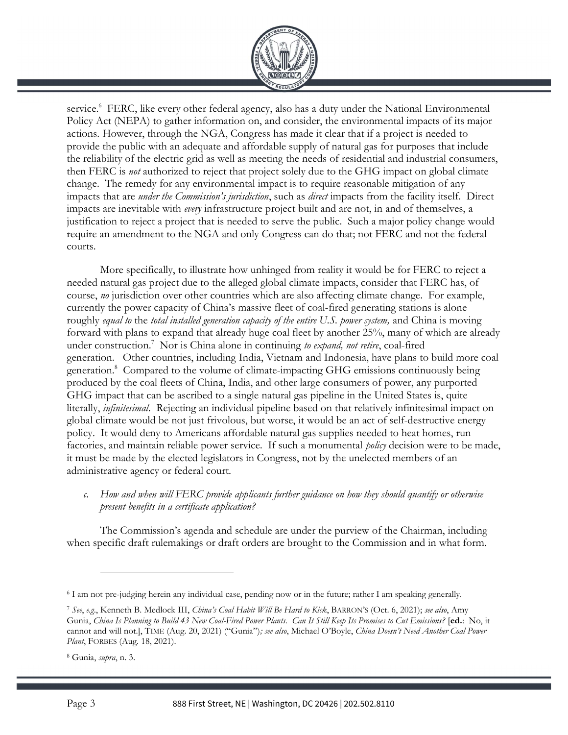service.[6] FERC, like every other federal agency, also has a duty under the National Environmental Policy Act (NEPA) to gather information on, and consider, the environmental impacts of its major actions. However, through the NGA, Congress has made it clear that if a project is needed to provide the public with an adequate and affordable supply of natural gas for purposes that include the reliability of the electric grid as well as meeting the needs of residential and industrial consumers, then FERC is *not* authorized to reject that project solely due to the GHG impact on global climate change. The remedy for any environmental impact is to require reasonable mitigation of any impacts that are *under the Commission's jurisdiction*, such as *direct* impacts from the facility itself. Direct impacts are inevitable with *every* infrastructure project built and are not, in and of themselves, a justification to reject a project that is needed to serve the public. Such a major policy change would require an amendment to the NGA and only Congress can do that; not FERC and not the federal courts.

More specifically, to illustrate how unhinged from reality it would be for FERC to reject a needed natural gas project due to the alleged global climate impacts, consider that FERC has, of course, *no* jurisdiction over other countries which are also affecting climate change. For example, currently the power capacity of China's massive fleet of coal-fired generating stations is alone roughly *equal to* the *total installed generation capacity of the entire U.S. power system,* and China is moving forward with plans to expand that already huge coal fleet by another 25%, many of which are already under construction.[7] Nor is China alone in continuing *to expand, not retire*, coal-fired generation. Other countries, including India, Vietnam and Indonesia, have plans to build more coal generation.[8] Compared to the volume of climate-impacting GHG emissions continuously being produced by the coal fleets of China, India, and other large consumers of power, any purported GHG impact that can be ascribed to a single natural gas pipeline in the United States is, quite literally, *infinitesimal*. Rejecting an individual pipeline based on that relatively infinitesimal impact on global climate would be not just frivolous, but worse, it would be an act of self-destructive energy policy. It would deny to Americans affordable natural gas supplies needed to heat homes, run factories, and maintain reliable power service. If such a monumental *policy* decision were to be made, it must be made by the elected legislators in Congress, not by the unelected members of an administrative agency or federal court.

c. *How and when will FERC provide applicants further guidance on how they should quantify or otherwise present benefits in a certificate application?*

The Commission's agenda and schedule are under the purview of the Chairman, including when specific draft rulemakings or draft orders are brought to the Commission and in what form.

---

[6] I am not pre-judging herein any individual case, pending now or in the future; rather I am speaking generally.

[7] *See*, *e.g*., Kenneth B. Medlock III, *China's Coal Habit Will Be Hard to Kick*, BARRON'S (Oct. 6, 2021); *see also*, Amy Gunia, *China Is Planning to Build 43 New Coal-Fired Power Plants. Can It Still Keep Its Promises to Cut Emissions?* [**ed.**: No, it cannot and will not.], TIME (Aug. 20, 2021) ("Gunia")*; see also*, Michael O'Boyle, *China Doesn't Need Another Coal Power Plant*, FORBES (Aug. 18, 2021).

[8] Gunia, *supra*, n. 3.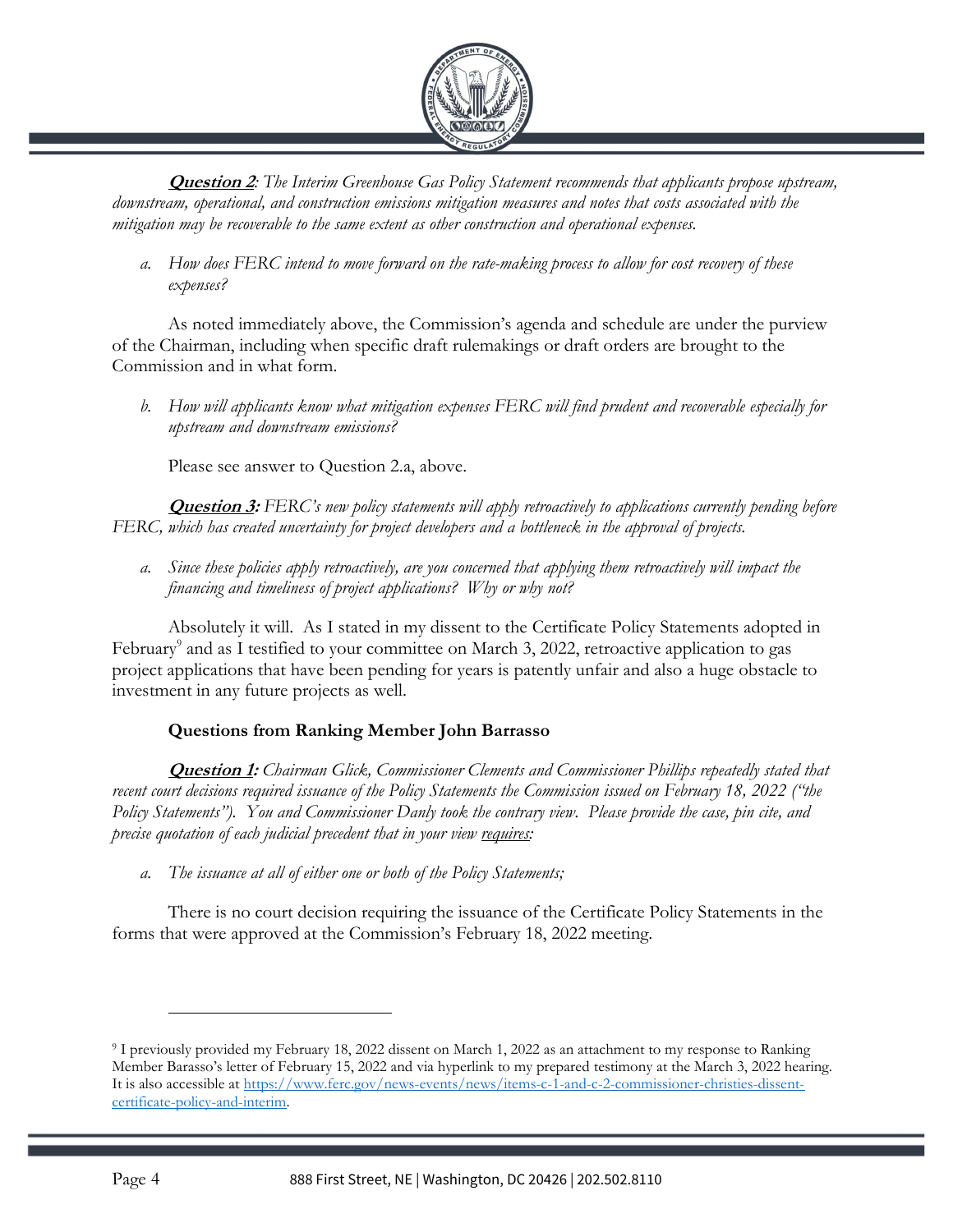***Question 2***: *The Interim Greenhouse Gas Policy Statement recommends that applicants propose upstream, downstream, operational, and construction emissions mitigation measures and notes that costs associated with the mitigation may be recoverable to the same extent as other construction and operational expenses.*

a. *How does FERC intend to move forward on the rate-making process to allow for cost recovery of these expenses?*

As noted immediately above, the Commission's agenda and schedule are under the purview of the Chairman, including when specific draft rulemakings or draft orders are brought to the Commission and in what form.

b. *How will applicants know what mitigation expenses FERC will find prudent and recoverable especially for upstream and downstream emissions?*

Please see answer to Question 2.a, above.

***Question 3:*** *FERC's new policy statements will apply retroactively to applications currently pending before FERC, which has created uncertainty for project developers and a bottleneck in the approval of projects.*

a. *Since these policies apply retroactively, are you concerned that applying them retroactively will impact the financing and timeliness of project applications? Why or why not?*

Absolutely it will. As I stated in my dissent to the Certificate Policy Statements adopted in February[9] and as I testified to your committee on March 3, 2022, retroactive application to gas project applications that have been pending for years is patently unfair and also a huge obstacle to investment in any future projects as well.

**Questions from Ranking Member John Barrasso**

***Question 1:*** *Chairman Glick, Commissioner Clements and Commissioner Phillips repeatedly stated that recent court decisions required issuance of the Policy Statements the Commission issued on February 18, 2022 ("the Policy Statements"). You and Commissioner Danly took the contrary view. Please provide the case, pin cite, and precise quotation of each judicial precedent that in your view requires:*

a. *The issuance at all of either one or both of the Policy Statements;*

There is no court decision requiring the issuance of the Certificate Policy Statements in the forms that were approved at the Commission's February 18, 2022 meeting.

---

[9] I previously provided my February 18, 2022 dissent on March 1, 2022 as an attachment to my response to Ranking Member Barasso's letter of February 15, 2022 and via hyperlink to my prepared testimony at the March 3, 2022 hearing. It is also accessible at https://www.ferc.gov/news-events/news/items-c-1-and-c-2-commissioner-christies-dissent-certificate-policy-and-interim.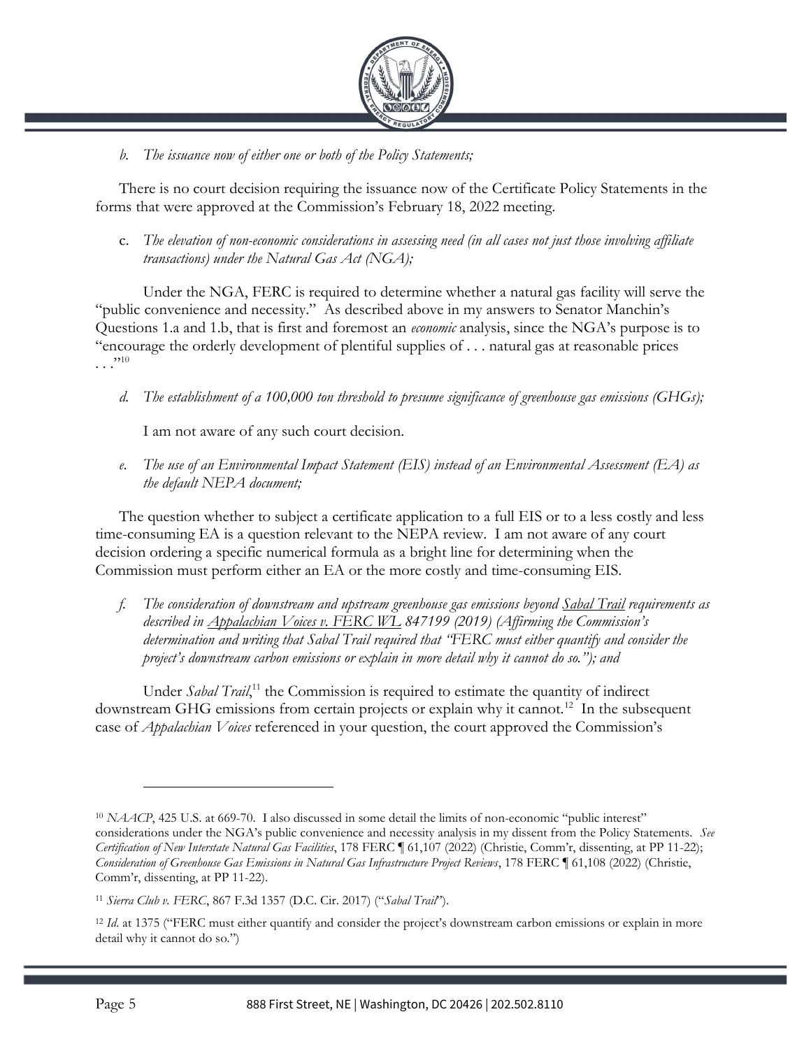*b. The issuance now of either one or both of the Policy Statements;*

There is no court decision requiring the issuance now of the Certificate Policy Statements in the forms that were approved at the Commission's February 18, 2022 meeting.

c. *The elevation of non-economic considerations in assessing need (in all cases not just those involving affiliate transactions) under the Natural Gas Act (NGA);*

Under the NGA, FERC is required to determine whether a natural gas facility will serve the "public convenience and necessity." As described above in my answers to Senator Manchin's Questions 1.a and 1.b, that is first and foremost an *economic* analysis, since the NGA's purpose is to "encourage the orderly development of plentiful supplies of . . . natural gas at reasonable prices . . ."[10]

*d. The establishment of a 100,000 ton threshold to presume significance of greenhouse gas emissions (GHGs);*

I am not aware of any such court decision.

*e. The use of an Environmental Impact Statement (EIS) instead of an Environmental Assessment (EA) as the default NEPA document;*

The question whether to subject a certificate application to a full EIS or to a less costly and less time-consuming EA is a question relevant to the NEPA review. I am not aware of any court decision ordering a specific numerical formula as a bright line for determining when the Commission must perform either an EA or the more costly and time-consuming EIS.

*f. The consideration of downstream and upstream greenhouse gas emissions beyond Sabal Trail requirements as described in Appalachian Voices v. FERC WL 847199 (2019) (Affirming the Commission's determination and writing that Sabal Trail required that "FERC must either quantify and consider the project's downstream carbon emissions or explain in more detail why it cannot do so."); and*

Under *Sabal Trail*,[11] the Commission is required to estimate the quantity of indirect downstream GHG emissions from certain projects or explain why it cannot.[12] In the subsequent case of *Appalachian Voices* referenced in your question, the court approved the Commission's

---

[10] *NAACP*, 425 U.S. at 669-70. I also discussed in some detail the limits of non-economic "public interest" considerations under the NGA's public convenience and necessity analysis in my dissent from the Policy Statements. *See Certification of New Interstate Natural Gas Facilities*, 178 FERC ¶ 61,107 (2022) (Christie, Comm'r, dissenting, at PP 11-22); *Consideration of Greenhouse Gas Emissions in Natural Gas Infrastructure Project Reviews*, 178 FERC ¶ 61,108 (2022) (Christie, Comm'r, dissenting, at PP 11-22).

[11] *Sierra Club v. FERC*, 867 F.3d 1357 (D.C. Cir. 2017) ("*Sabal Trail*").

[12] *Id.* at 1375 ("FERC must either quantify and consider the project's downstream carbon emissions or explain in more detail why it cannot do so.")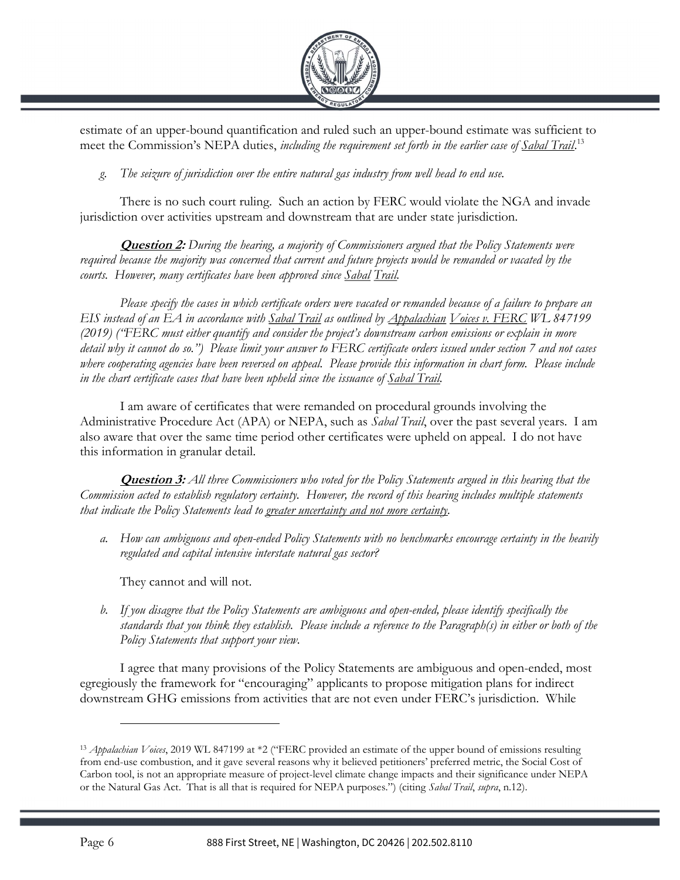estimate of an upper-bound quantification and ruled such an upper-bound estimate was sufficient to meet the Commission's NEPA duties, *including the requirement set forth in the earlier case of* ***Sabal Trail***.[13]

*g. The seizure of jurisdiction over the entire natural gas industry from well head to end use.*

There is no such court ruling. Such an action by FERC would violate the NGA and invade jurisdiction over activities upstream and downstream that are under state jurisdiction.

***Question 2:*** *During the hearing, a majority of Commissioners argued that the Policy Statements were required because the majority was concerned that current and future projects would be remanded or vacated by the courts. However, many certificates have been approved since Sabal Trail.*

*Please specify the cases in which certificate orders were vacated or remanded because of a failure to prepare an EIS instead of an EA in accordance with Sabal Trail as outlined by Appalachian Voices v. FERC WL 847199 (2019) ("FERC must either quantify and consider the project's downstream carbon emissions or explain in more detail why it cannot do so.") Please limit your answer to FERC certificate orders issued under section 7 and not cases where cooperating agencies have been reversed on appeal. Please provide this information in chart form. Please include in the chart certificate cases that have been upheld since the issuance of Sabal Trail.*

I am aware of certificates that were remanded on procedural grounds involving the Administrative Procedure Act (APA) or NEPA, such as *Sabal Trail*, over the past several years. I am also aware that over the same time period other certificates were upheld on appeal. I do not have this information in granular detail.

***Question 3:*** *All three Commissioners who voted for the Policy Statements argued in this hearing that the Commission acted to establish regulatory certainty. However, the record of this hearing includes multiple statements that indicate the Policy Statements lead to greater uncertainty and not more certainty.*

*a. How can ambiguous and open-ended Policy Statements with no benchmarks encourage certainty in the heavily regulated and capital intensive interstate natural gas sector?*

They cannot and will not.

*b. If you disagree that the Policy Statements are ambiguous and open-ended, please identify specifically the standards that you think they establish. Please include a reference to the Paragraph(s) in either or both of the Policy Statements that support your view.*

I agree that many provisions of the Policy Statements are ambiguous and open-ended, most egregiously the framework for "encouraging" applicants to propose mitigation plans for indirect downstream GHG emissions from activities that are not even under FERC's jurisdiction. While

---

[13] *Appalachian Voices*, 2019 WL 847199 at *2 ("FERC provided an estimate of the upper bound of emissions resulting from end-use combustion, and it gave several reasons why it believed petitioners' preferred metric, the Social Cost of Carbon tool, is not an appropriate measure of project-level climate change impacts and their significance under NEPA or the Natural Gas Act. That is all that is required for NEPA purposes.") (citing *Sabal Trail*, *supra*, n.12).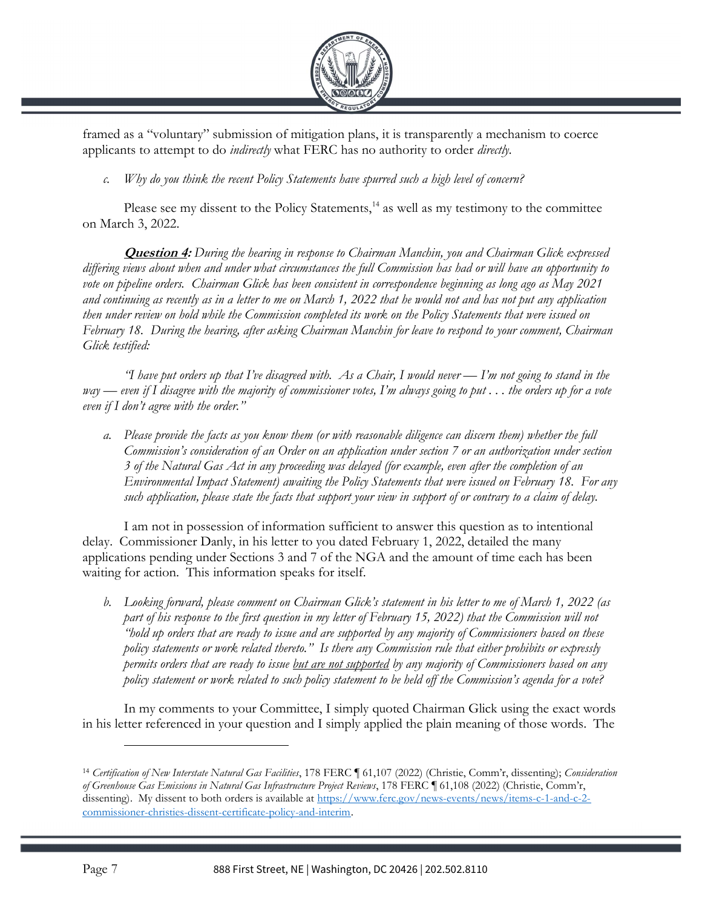framed as a "voluntary" submission of mitigation plans, it is transparently a mechanism to coerce applicants to attempt to do *indirectly* what FERC has no authority to order *directly*.

*c. Why do you think the recent Policy Statements have spurred such a high level of concern?*

Please see my dissent to the Policy Statements,[14] as well as my testimony to the committee on March 3, 2022.

***Question 4:*** *During the hearing in response to Chairman Manchin, you and Chairman Glick expressed differing views about when and under what circumstances the full Commission has had or will have an opportunity to vote on pipeline orders. Chairman Glick has been consistent in correspondence beginning as long ago as May 2021 and continuing as recently as in a letter to me on March 1, 2022 that he would not and has not put any application then under review on hold while the Commission completed its work on the Policy Statements that were issued on February 18. During the hearing, after asking Chairman Manchin for leave to respond to your comment, Chairman Glick testified:*

*"I have put orders up that I've disagreed with. As a Chair, I would never — I'm not going to stand in the way — even if I disagree with the majority of commissioner votes, I'm always going to put . . . the orders up for a vote even if I don't agree with the order."*

*a. Please provide the facts as you know them (or with reasonable diligence can discern them) whether the full Commission's consideration of an Order on an application under section 7 or an authorization under section 3 of the Natural Gas Act in any proceeding was delayed (for example, even after the completion of an Environmental Impact Statement) awaiting the Policy Statements that were issued on February 18. For any such application, please state the facts that support your view in support of or contrary to a claim of delay.*

I am not in possession of information sufficient to answer this question as to intentional delay. Commissioner Danly, in his letter to you dated February 1, 2022, detailed the many applications pending under Sections 3 and 7 of the NGA and the amount of time each has been waiting for action. This information speaks for itself.

*b. Looking forward, please comment on Chairman Glick's statement in his letter to me of March 1, 2022 (as part of his response to the first question in my letter of February 15, 2022) that the Commission will not "hold up orders that are ready to issue and are supported by any majority of Commissioners based on these policy statements or work related thereto." Is there any Commission rule that either prohibits or expressly permits orders that are ready to issue <u>but are not supported</u> by any majority of Commissioners based on any policy statement or work related to such policy statement to be held off the Commission's agenda for a vote?*

In my comments to your Committee, I simply quoted Chairman Glick using the exact words in his letter referenced in your question and I simply applied the plain meaning of those words. The

---

[14] *Certification of New Interstate Natural Gas Facilities*, 178 FERC ¶ 61,107 (2022) (Christie, Comm'r, dissenting); *Consideration of Greenhouse Gas Emissions in Natural Gas Infrastructure Project Reviews*, 178 FERC ¶ 61,108 (2022) (Christie, Comm'r, dissenting). My dissent to both orders is available at https://www.ferc.gov/news-events/news/items-c-1-and-c-2-commissioner-christies-dissent-certificate-policy-and-interim.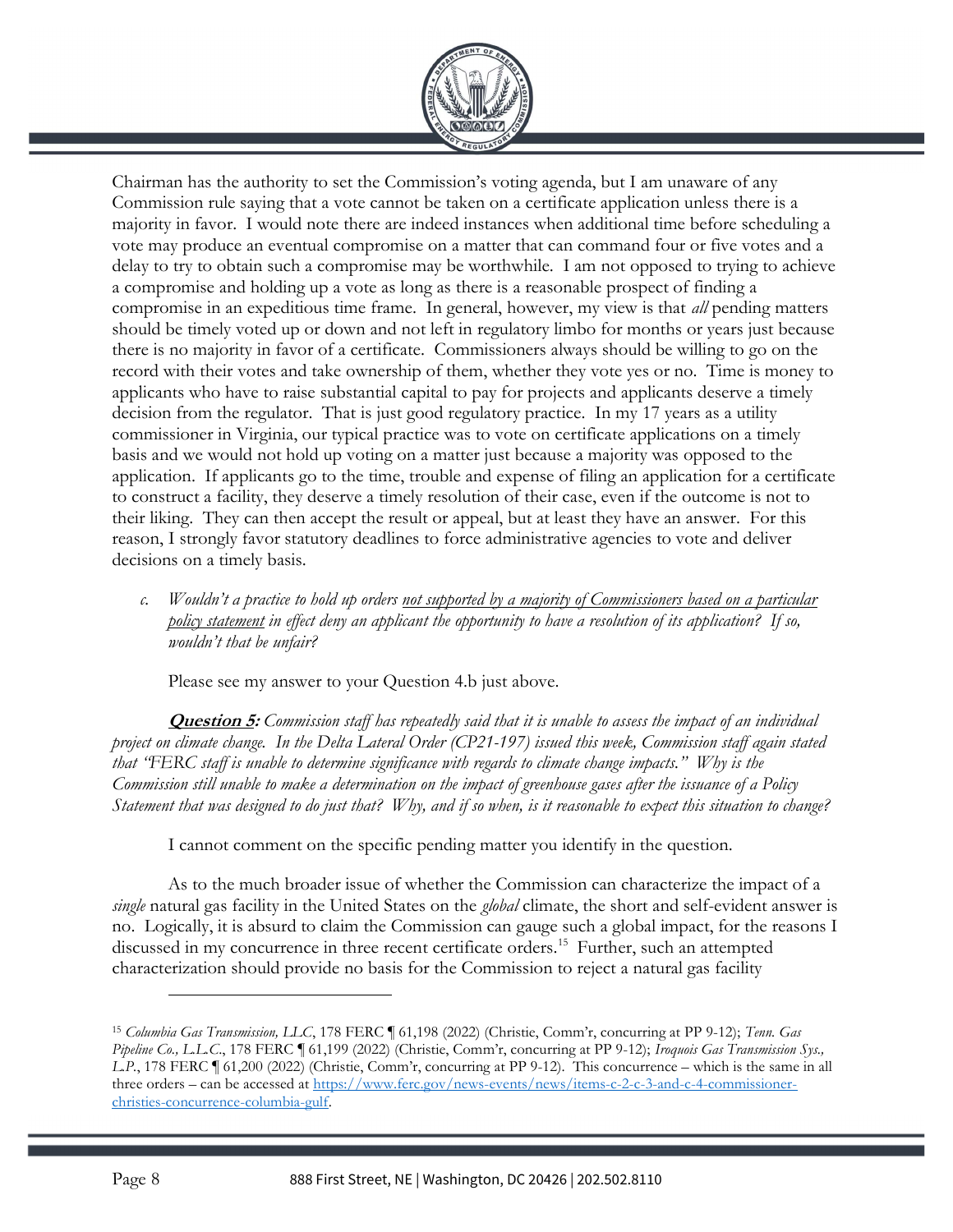Chairman has the authority to set the Commission's voting agenda, but I am unaware of any Commission rule saying that a vote cannot be taken on a certificate application unless there is a majority in favor. I would note there are indeed instances when additional time before scheduling a vote may produce an eventual compromise on a matter that can command four or five votes and a delay to try to obtain such a compromise may be worthwhile. I am not opposed to trying to achieve a compromise and holding up a vote as long as there is a reasonable prospect of finding a compromise in an expeditious time frame. In general, however, my view is that *all* pending matters should be timely voted up or down and not left in regulatory limbo for months or years just because there is no majority in favor of a certificate. Commissioners always should be willing to go on the record with their votes and take ownership of them, whether they vote yes or no. Time is money to applicants who have to raise substantial capital to pay for projects and applicants deserve a timely decision from the regulator. That is just good regulatory practice. In my 17 years as a utility commissioner in Virginia, our typical practice was to vote on certificate applications on a timely basis and we would not hold up voting on a matter just because a majority was opposed to the application. If applicants go to the time, trouble and expense of filing an application for a certificate to construct a facility, they deserve a timely resolution of their case, even if the outcome is not to their liking. They can then accept the result or appeal, but at least they have an answer. For this reason, I strongly favor statutory deadlines to force administrative agencies to vote and deliver decisions on a timely basis.

c. *Wouldn't a practice to hold up orders <u>not supported by a majority of Commissioners based on a particular policy statement</u> in effect deny an applicant the opportunity to have a resolution of its application? If so, wouldn't that be unfair?*

Please see my answer to your Question 4.b just above.

***<u>Question 5</u>:*** *Commission staff has repeatedly said that it is unable to assess the impact of an individual project on climate change. In the Delta Lateral Order (CP21-197) issued this week, Commission staff again stated that "FERC staff is unable to determine significance with regards to climate change impacts." Why is the Commission still unable to make a determination on the impact of greenhouse gases after the issuance of a Policy Statement that was designed to do just that? Why, and if so when, is it reasonable to expect this situation to change?*

I cannot comment on the specific pending matter you identify in the question.

As to the much broader issue of whether the Commission can characterize the impact of a *single* natural gas facility in the United States on the *global* climate, the short and self-evident answer is no. Logically, it is absurd to claim the Commission can gauge such a global impact, for the reasons I discussed in my concurrence in three recent certificate orders.[15] Further, such an attempted characterization should provide no basis for the Commission to reject a natural gas facility

---

[15] *Columbia Gas Transmission, LLC*, 178 FERC ¶ 61,198 (2022) (Christie, Comm'r, concurring at PP 9-12); *Tenn. Gas Pipeline Co., L.L.C.*, 178 FERC ¶ 61,199 (2022) (Christie, Comm'r, concurring at PP 9-12); *Iroquois Gas Transmission Sys., L.P.*, 178 FERC ¶ 61,200 (2022) (Christie, Comm'r, concurring at PP 9-12). This concurrence – which is the same in all three orders – can be accessed at https://www.ferc.gov/news-events/news/items-c-2-c-3-and-c-4-commissioner-christies-concurrence-columbia-gulf.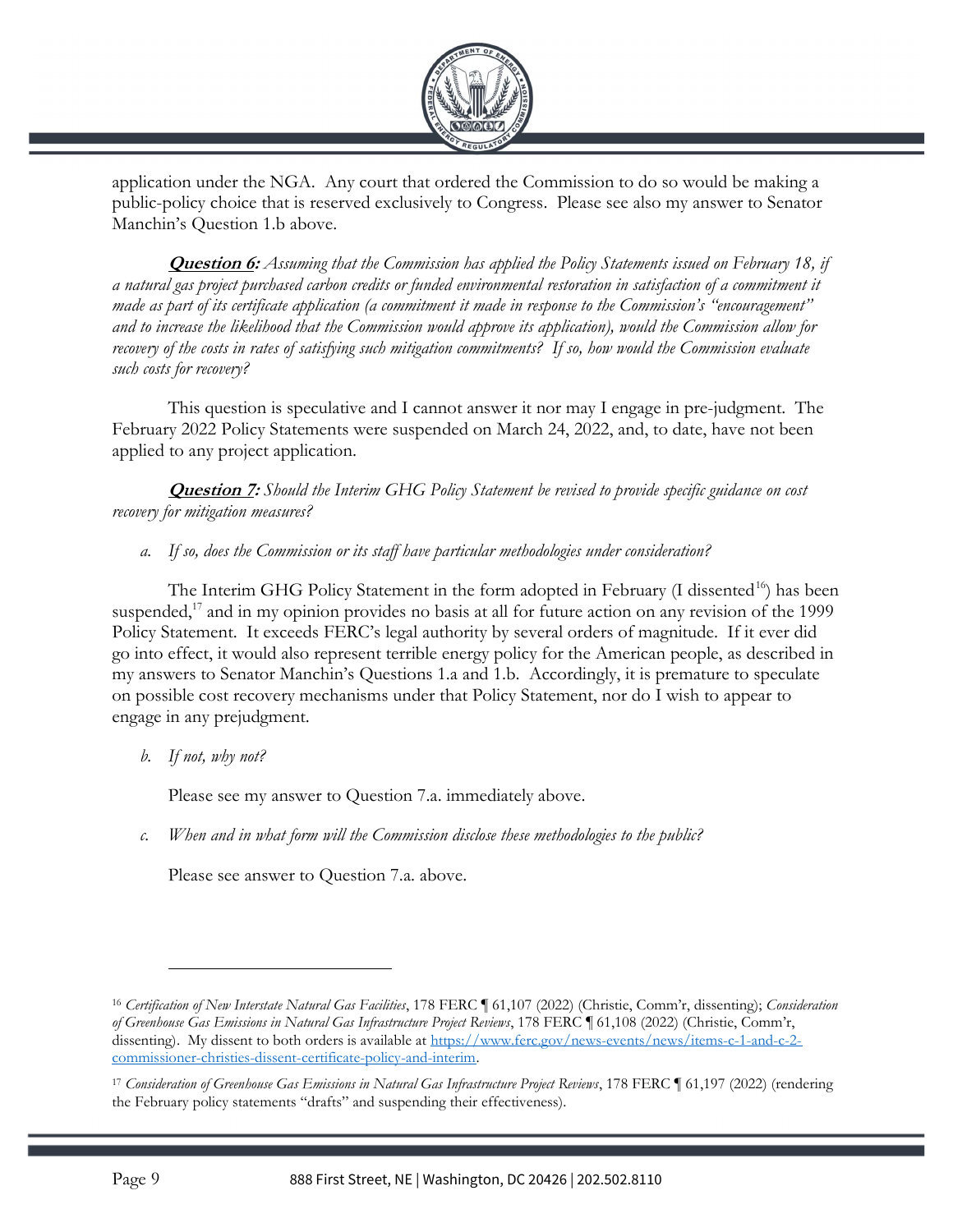application under the NGA. Any court that ordered the Commission to do so would be making a public-policy choice that is reserved exclusively to Congress. Please see also my answer to Senator Manchin's Question 1.b above.

***Question 6:*** *Assuming that the Commission has applied the Policy Statements issued on February 18, if a natural gas project purchased carbon credits or funded environmental restoration in satisfaction of a commitment it made as part of its certificate application (a commitment it made in response to the Commission's "encouragement" and to increase the likelihood that the Commission would approve its application), would the Commission allow for recovery of the costs in rates of satisfying such mitigation commitments? If so, how would the Commission evaluate such costs for recovery?*

This question is speculative and I cannot answer it nor may I engage in pre-judgment. The February 2022 Policy Statements were suspended on March 24, 2022, and, to date, have not been applied to any project application.

***Question 7:*** *Should the Interim GHG Policy Statement be revised to provide specific guidance on cost recovery for mitigation measures?*

*a. If so, does the Commission or its staff have particular methodologies under consideration?*

The Interim GHG Policy Statement in the form adopted in February (I dissented[16]) has been suspended,[17] and in my opinion provides no basis at all for future action on any revision of the 1999 Policy Statement. It exceeds FERC's legal authority by several orders of magnitude. If it ever did go into effect, it would also represent terrible energy policy for the American people, as described in my answers to Senator Manchin's Questions 1.a and 1.b. Accordingly, it is premature to speculate on possible cost recovery mechanisms under that Policy Statement, nor do I wish to appear to engage in any prejudgment.

*b. If not, why not?*

Please see my answer to Question 7.a. immediately above.

*c. When and in what form will the Commission disclose these methodologies to the public?*

Please see answer to Question 7.a. above.

---

[16] *Certification of New Interstate Natural Gas Facilities*, 178 FERC ¶ 61,107 (2022) (Christie, Comm'r, dissenting); *Consideration of Greenhouse Gas Emissions in Natural Gas Infrastructure Project Reviews*, 178 FERC ¶ 61,108 (2022) (Christie, Comm'r, dissenting). My dissent to both orders is available at [https://www.ferc.gov/news-events/news/items-c-1-and-c-2-commissioner-christies-dissent-certificate-policy-and-interim](https://www.ferc.gov/news-events/news/items-c-1-and-c-2-commissioner-christies-dissent-certificate-policy-and-interim).

[17] *Consideration of Greenhouse Gas Emissions in Natural Gas Infrastructure Project Reviews*, 178 FERC ¶ 61,197 (2022) (rendering the February policy statements "drafts" and suspending their effectiveness).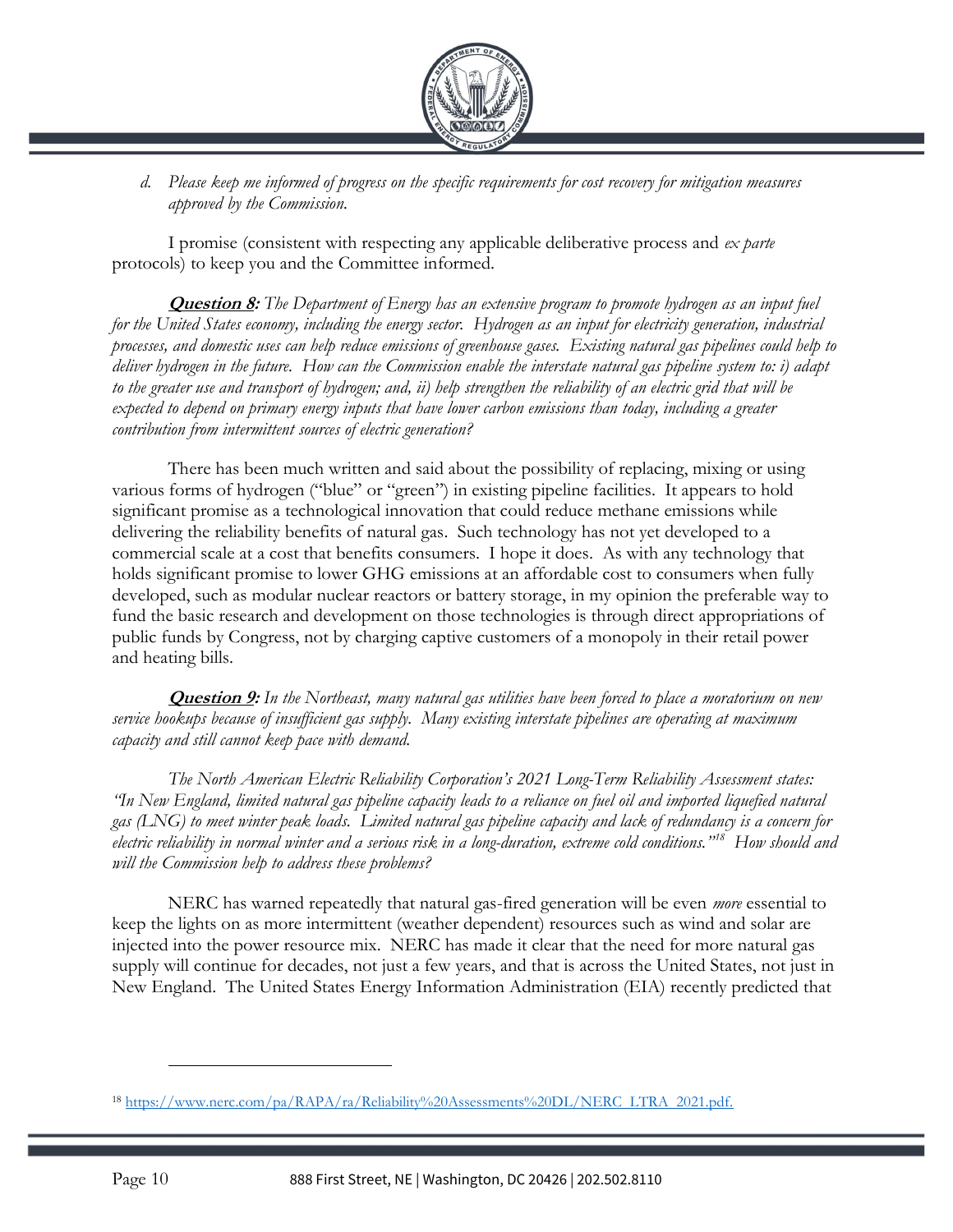*d. Please keep me informed of progress on the specific requirements for cost recovery for mitigation measures approved by the Commission.*

I promise (consistent with respecting any applicable deliberative process and *ex parte* protocols) to keep you and the Committee informed.

***Question 8:*** *The Department of Energy has an extensive program to promote hydrogen as an input fuel for the United States economy, including the energy sector. Hydrogen as an input for electricity generation, industrial processes, and domestic uses can help reduce emissions of greenhouse gases. Existing natural gas pipelines could help to deliver hydrogen in the future. How can the Commission enable the interstate natural gas pipeline system to: i) adapt to the greater use and transport of hydrogen; and, ii) help strengthen the reliability of an electric grid that will be expected to depend on primary energy inputs that have lower carbon emissions than today, including a greater contribution from intermittent sources of electric generation?*

There has been much written and said about the possibility of replacing, mixing or using various forms of hydrogen ("blue" or "green") in existing pipeline facilities. It appears to hold significant promise as a technological innovation that could reduce methane emissions while delivering the reliability benefits of natural gas. Such technology has not yet developed to a commercial scale at a cost that benefits consumers. I hope it does. As with any technology that holds significant promise to lower GHG emissions at an affordable cost to consumers when fully developed, such as modular nuclear reactors or battery storage, in my opinion the preferable way to fund the basic research and development on those technologies is through direct appropriations of public funds by Congress, not by charging captive customers of a monopoly in their retail power and heating bills.

***Question 9:*** *In the Northeast, many natural gas utilities have been forced to place a moratorium on new service hookups because of insufficient gas supply. Many existing interstate pipelines are operating at maximum capacity and still cannot keep pace with demand.*

*The North American Electric Reliability Corporation's 2021 Long-Term Reliability Assessment states: "In New England, limited natural gas pipeline capacity leads to a reliance on fuel oil and imported liquefied natural gas (LNG) to meet winter peak loads. Limited natural gas pipeline capacity and lack of redundancy is a concern for electric reliability in normal winter and a serious risk in a long-duration, extreme cold conditions."[18] How should and will the Commission help to address these problems?*

NERC has warned repeatedly that natural gas-fired generation will be even *more* essential to keep the lights on as more intermittent (weather dependent) resources such as wind and solar are injected into the power resource mix. NERC has made it clear that the need for more natural gas supply will continue for decades, not just a few years, and that is across the United States, not just in New England. The United States Energy Information Administration (EIA) recently predicted that

[18] https://www.nerc.com/pa/RAPA/ra/Reliability%20Assessments%20DL/NERC_LTRA_2021.pdf.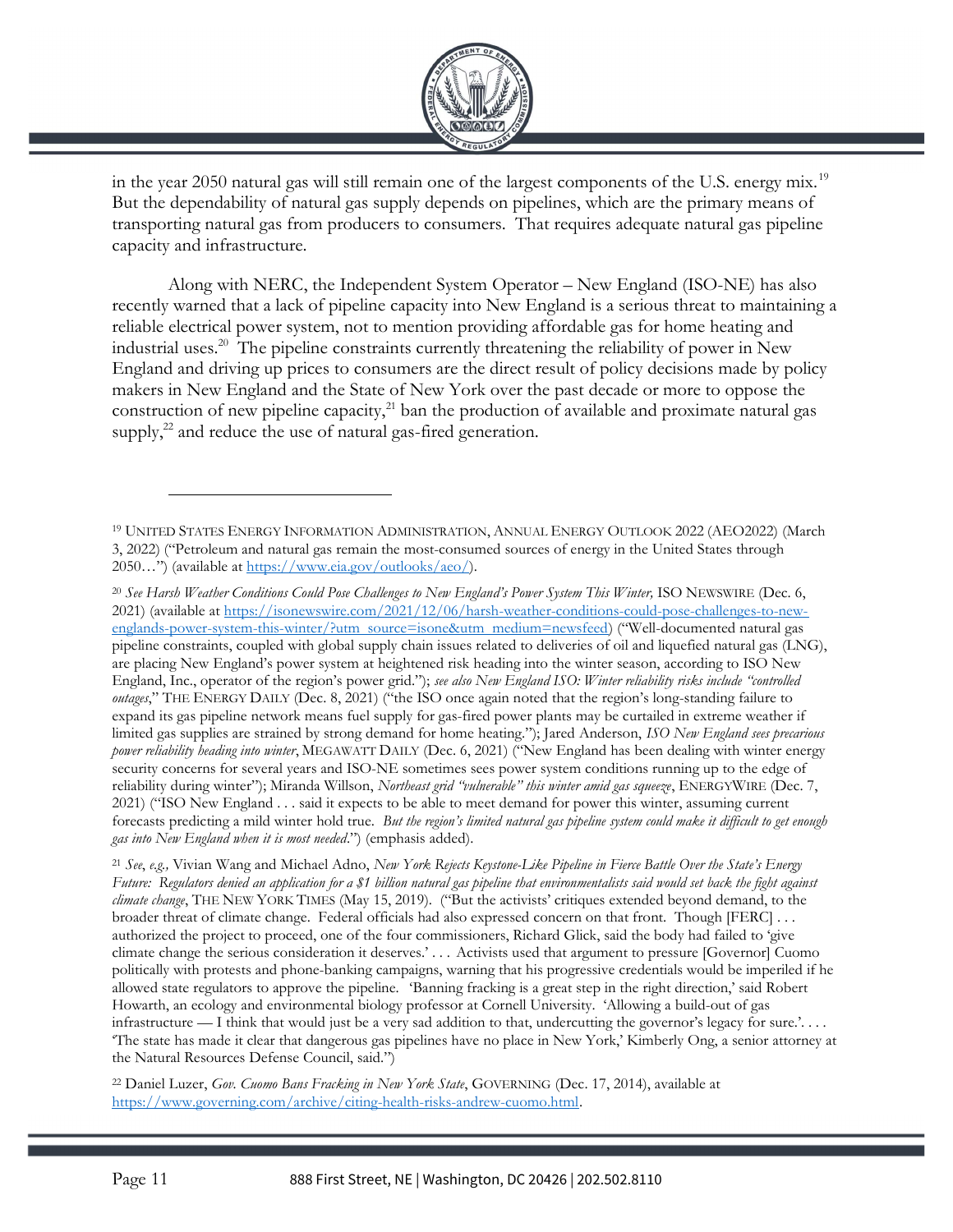in the year 2050 natural gas will still remain one of the largest components of the U.S. energy mix.[19] But the dependability of natural gas supply depends on pipelines, which are the primary means of transporting natural gas from producers to consumers. That requires adequate natural gas pipeline capacity and infrastructure.

Along with NERC, the Independent System Operator – New England (ISO-NE) has also recently warned that a lack of pipeline capacity into New England is a serious threat to maintaining a reliable electrical power system, not to mention providing affordable gas for home heating and industrial uses.[20] The pipeline constraints currently threatening the reliability of power in New England and driving up prices to consumers are the direct result of policy decisions made by policy makers in New England and the State of New York over the past decade or more to oppose the construction of new pipeline capacity,[21] ban the production of available and proximate natural gas supply,[22] and reduce the use of natural gas-fired generation.

---

[19] UNITED STATES ENERGY INFORMATION ADMINISTRATION, ANNUAL ENERGY OUTLOOK 2022 (AEO2022) (March 3, 2022) ("Petroleum and natural gas remain the most-consumed sources of energy in the United States through 2050…") (available at https://www.eia.gov/outlooks/aeo/).

[20] *See Harsh Weather Conditions Could Pose Challenges to New England's Power System This Winter,* ISO NEWSWIRE (Dec. 6, 2021) (available at https://isonewswire.com/2021/12/06/harsh-weather-conditions-could-pose-challenges-to-new-englands-power-system-this-winter/?utm_source=isone&utm_medium=newsfeed) ("Well-documented natural gas pipeline constraints, coupled with global supply chain issues related to deliveries of oil and liquefied natural gas (LNG), are placing New England's power system at heightened risk heading into the winter season, according to ISO New England, Inc., operator of the region's power grid."); *see also New England ISO: Winter reliability risks include "controlled outages*," THE ENERGY DAILY (Dec. 8, 2021) ("the ISO once again noted that the region's long-standing failure to expand its gas pipeline network means fuel supply for gas-fired power plants may be curtailed in extreme weather if limited gas supplies are strained by strong demand for home heating."); Jared Anderson, *ISO New England sees precarious power reliability heading into winter*, MEGAWATT DAILY (Dec. 6, 2021) ("New England has been dealing with winter energy security concerns for several years and ISO-NE sometimes sees power system conditions running up to the edge of reliability during winter"); Miranda Willson, *Northeast grid "vulnerable" this winter amid gas squeeze*, ENERGYWIRE (Dec. 7, 2021) ("ISO New England . . . said it expects to be able to meet demand for power this winter, assuming current forecasts predicting a mild winter hold true. *But the region's limited natural gas pipeline system could make it difficult to get enough gas into New England when it is most needed*.") (emphasis added).

[21] *See*, *e.g.,* Vivian Wang and Michael Adno, *New York Rejects Keystone-Like Pipeline in Fierce Battle Over the State's Energy Future: Regulators denied an application for a $1 billion natural gas pipeline that environmentalists said would set back the fight against climate change*, THE NEW YORK TIMES (May 15, 2019). ("But the activists' critiques extended beyond demand, to the broader threat of climate change. Federal officials had also expressed concern on that front. Though [FERC] . . . authorized the project to proceed, one of the four commissioners, Richard Glick, said the body had failed to 'give climate change the serious consideration it deserves.' . . . Activists used that argument to pressure [Governor] Cuomo politically with protests and phone-banking campaigns, warning that his progressive credentials would be imperiled if he allowed state regulators to approve the pipeline. 'Banning fracking is a great step in the right direction,' said Robert Howarth, an ecology and environmental biology professor at Cornell University. 'Allowing a build-out of gas infrastructure — I think that would just be a very sad addition to that, undercutting the governor's legacy for sure.'. . . . 'The state has made it clear that dangerous gas pipelines have no place in New York,' Kimberly Ong, a senior attorney at the Natural Resources Defense Council, said.")

[22] Daniel Luzer, *Gov. Cuomo Bans Fracking in New York State*, GOVERNING (Dec. 17, 2014), available at https://www.governing.com/archive/citing-health-risks-andrew-cuomo.html.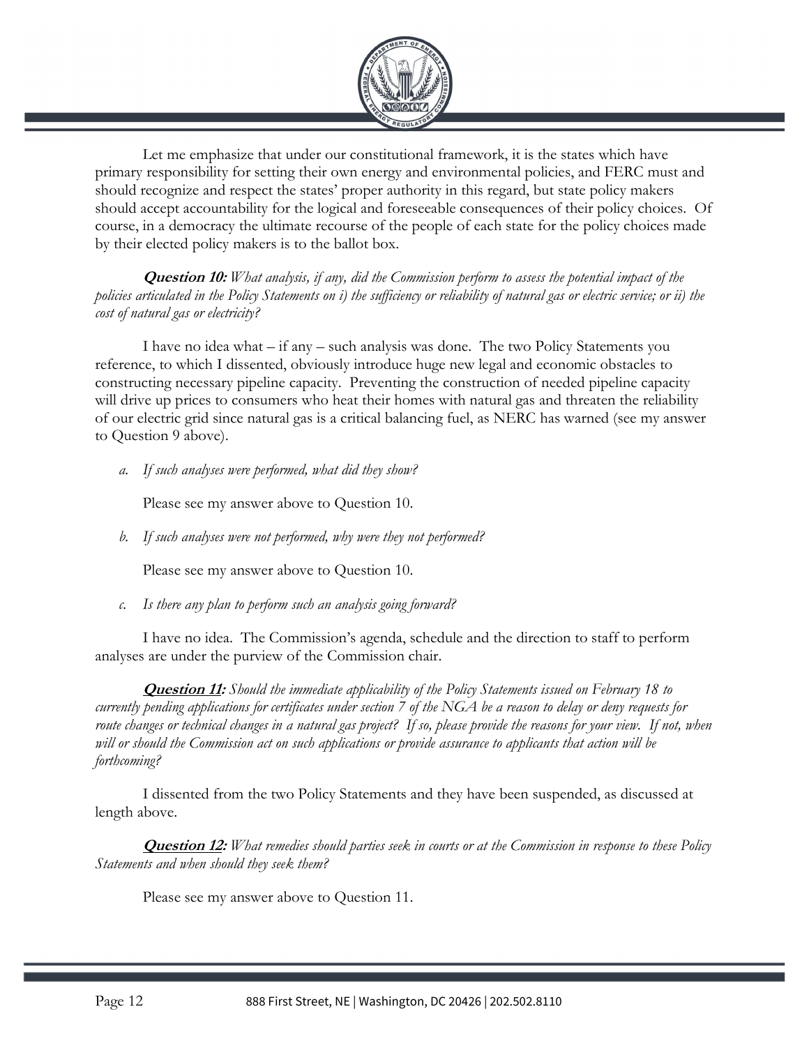Let me emphasize that under our constitutional framework, it is the states which have primary responsibility for setting their own energy and environmental policies, and FERC must and should recognize and respect the states' proper authority in this regard, but state policy makers should accept accountability for the logical and foreseeable consequences of their policy choices. Of course, in a democracy the ultimate recourse of the people of each state for the policy choices made by their elected policy makers is to the ballot box.

***Question 10:*** *What analysis, if any, did the Commission perform to assess the potential impact of the policies articulated in the Policy Statements on i) the sufficiency or reliability of natural gas or electric service; or ii) the cost of natural gas or electricity?*

I have no idea what – if any – such analysis was done. The two Policy Statements you reference, to which I dissented, obviously introduce huge new legal and economic obstacles to constructing necessary pipeline capacity. Preventing the construction of needed pipeline capacity will drive up prices to consumers who heat their homes with natural gas and threaten the reliability of our electric grid since natural gas is a critical balancing fuel, as NERC has warned (see my answer to Question 9 above).

*a. If such analyses were performed, what did they show?*

Please see my answer above to Question 10.

*b. If such analyses were not performed, why were they not performed?*

Please see my answer above to Question 10.

*c. Is there any plan to perform such an analysis going forward?*

I have no idea. The Commission's agenda, schedule and the direction to staff to perform analyses are under the purview of the Commission chair.

***Question 11:*** *Should the immediate applicability of the Policy Statements issued on February 18 to currently pending applications for certificates under section 7 of the NGA be a reason to delay or deny requests for route changes or technical changes in a natural gas project? If so, please provide the reasons for your view. If not, when will or should the Commission act on such applications or provide assurance to applicants that action will be forthcoming?*

I dissented from the two Policy Statements and they have been suspended, as discussed at length above.

***Question 12:*** *What remedies should parties seek in courts or at the Commission in response to these Policy Statements and when should they seek them?*

Please see my answer above to Question 11.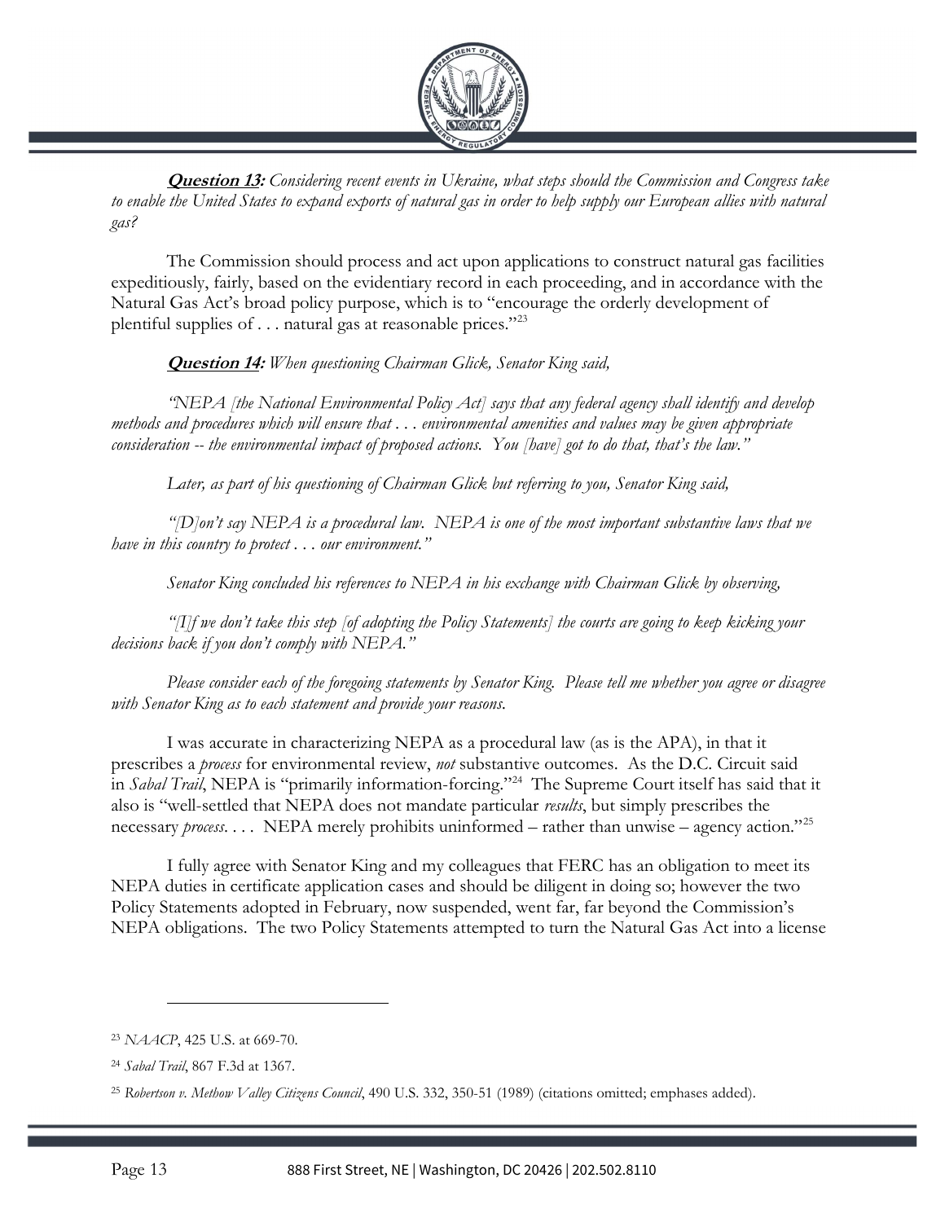***Question 13:*** *Considering recent events in Ukraine, what steps should the Commission and Congress take to enable the United States to expand exports of natural gas in order to help supply our European allies with natural gas?*

The Commission should process and act upon applications to construct natural gas facilities expeditiously, fairly, based on the evidentiary record in each proceeding, and in accordance with the Natural Gas Act's broad policy purpose, which is to "encourage the orderly development of plentiful supplies of . . . natural gas at reasonable prices."[23]

***Question 14:*** *When questioning Chairman Glick, Senator King said,*

*"NEPA [the National Environmental Policy Act] says that any federal agency shall identify and develop methods and procedures which will ensure that . . . environmental amenities and values may be given appropriate consideration -- the environmental impact of proposed actions. You [have] got to do that, that's the law."*

*Later, as part of his questioning of Chairman Glick but referring to you, Senator King said,*

*"[D]on't say NEPA is a procedural law. NEPA is one of the most important substantive laws that we have in this country to protect . . . our environment."*

*Senator King concluded his references to NEPA in his exchange with Chairman Glick by observing,*

*"[I]f we don't take this step [of adopting the Policy Statements] the courts are going to keep kicking your decisions back if you don't comply with NEPA."*

*Please consider each of the foregoing statements by Senator King. Please tell me whether you agree or disagree with Senator King as to each statement and provide your reasons.*

I was accurate in characterizing NEPA as a procedural law (as is the APA), in that it prescribes a *process* for environmental review, *not* substantive outcomes. As the D.C. Circuit said in *Sabal Trail*, NEPA is "primarily information-forcing."[24] The Supreme Court itself has said that it also is "well-settled that NEPA does not mandate particular *results*, but simply prescribes the necessary *process*. . . . NEPA merely prohibits uninformed – rather than unwise – agency action."[25]

I fully agree with Senator King and my colleagues that FERC has an obligation to meet its NEPA duties in certificate application cases and should be diligent in doing so; however the two Policy Statements adopted in February, now suspended, went far, far beyond the Commission's NEPA obligations. The two Policy Statements attempted to turn the Natural Gas Act into a license

---

[23] *NAACP*, 425 U.S. at 669-70.

[24] *Sabal Trail*, 867 F.3d at 1367.

[25] *Robertson v. Methow Valley Citizens Council*, 490 U.S. 332, 350-51 (1989) (citations omitted; emphases added).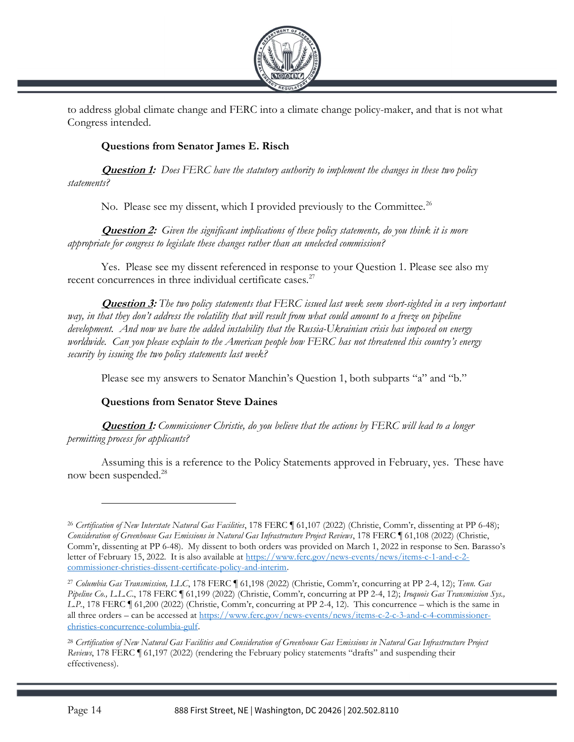to address global climate change and FERC into a climate change policy-maker, and that is not what Congress intended.

**Questions from Senator James E. Risch**

***Question 1:*** *Does FERC have the statutory authority to implement the changes in these two policy statements?*

No. Please see my dissent, which I provided previously to the Committee.[26]

***Question 2:*** *Given the significant implications of these policy statements, do you think it is more appropriate for congress to legislate these changes rather than an unelected commission?*

Yes. Please see my dissent referenced in response to your Question 1. Please see also my recent concurrences in three individual certificate cases.[27]

***Question 3:*** *The two policy statements that FERC issued last week seem short-sighted in a very important way, in that they don't address the volatility that will result from what could amount to a freeze on pipeline development. And now we have the added instability that the Russia-Ukrainian crisis has imposed on energy worldwide. Can you please explain to the American people how FERC has not threatened this country's energy security by issuing the two policy statements last week?*

Please see my answers to Senator Manchin's Question 1, both subparts "a" and "b."

**Questions from Senator Steve Daines**

***Question 1:*** *Commissioner Christie, do you believe that the actions by FERC will lead to a longer permitting process for applicants?*

Assuming this is a reference to the Policy Statements approved in February, yes. These have now been suspended.[28]

---

[26] *Certification of New Interstate Natural Gas Facilities*, 178 FERC ¶ 61,107 (2022) (Christie, Comm'r, dissenting at PP 6-48); *Consideration of Greenhouse Gas Emissions in Natural Gas Infrastructure Project Reviews*, 178 FERC ¶ 61,108 (2022) (Christie, Comm'r, dissenting at PP 6-48). My dissent to both orders was provided on March 1, 2022 in response to Sen. Barasso's letter of February 15, 2022. It is also available at https://www.ferc.gov/news-events/news/items-c-1-and-c-2-commissioner-christies-dissent-certificate-policy-and-interim.

[27] *Columbia Gas Transmission, LLC*, 178 FERC ¶ 61,198 (2022) (Christie, Comm'r, concurring at PP 2-4, 12); *Tenn. Gas Pipeline Co., L.L.C.*, 178 FERC ¶ 61,199 (2022) (Christie, Comm'r, concurring at PP 2-4, 12); *Iroquois Gas Transmission Sys., L.P.*, 178 FERC ¶ 61,200 (2022) (Christie, Comm'r, concurring at PP 2-4, 12). This concurrence – which is the same in all three orders – can be accessed at https://www.ferc.gov/news-events/news/items-c-2-c-3-and-c-4-commissioner-christies-concurrence-columbia-gulf.

[28] *Certification of New Natural Gas Facilities and Consideration of Greenhouse Gas Emissions in Natural Gas Infrastructure Project Reviews*, 178 FERC ¶ 61,197 (2022) (rendering the February policy statements "drafts" and suspending their effectiveness).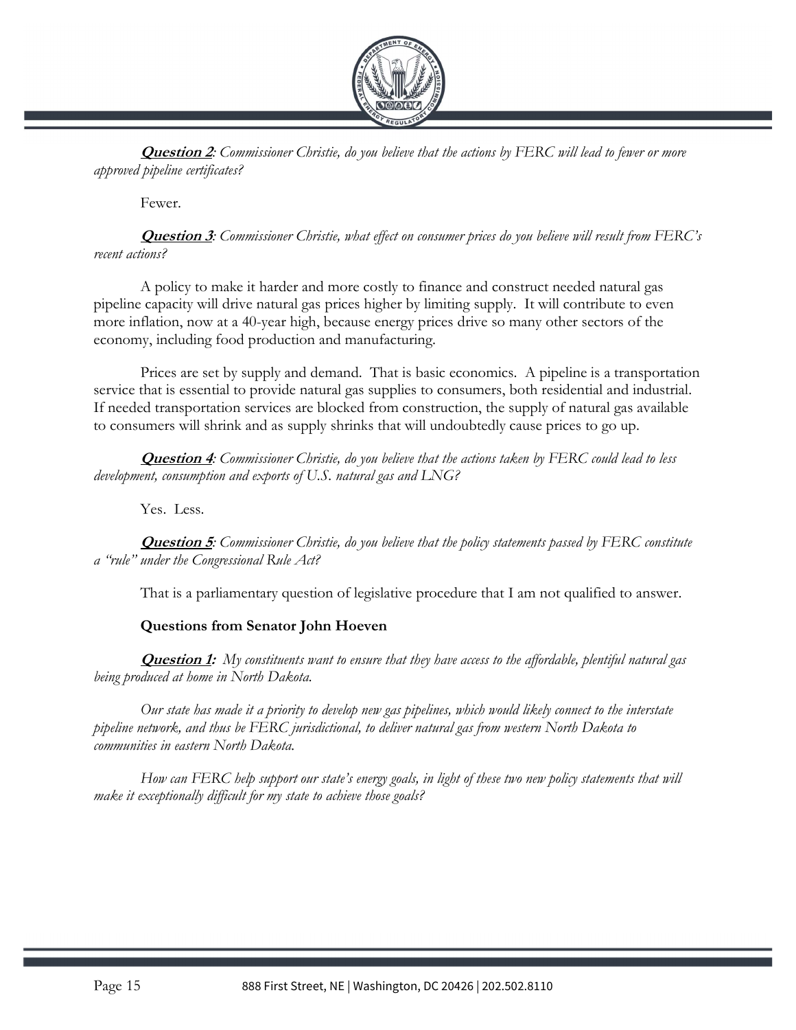***Question 2****: Commissioner Christie, do you believe that the actions by FERC will lead to fewer or more approved pipeline certificates?*

Fewer.

***Question 3****: Commissioner Christie, what effect on consumer prices do you believe will result from FERC's recent actions?*

A policy to make it harder and more costly to finance and construct needed natural gas pipeline capacity will drive natural gas prices higher by limiting supply. It will contribute to even more inflation, now at a 40-year high, because energy prices drive so many other sectors of the economy, including food production and manufacturing.

Prices are set by supply and demand. That is basic economics. A pipeline is a transportation service that is essential to provide natural gas supplies to consumers, both residential and industrial. If needed transportation services are blocked from construction, the supply of natural gas available to consumers will shrink and as supply shrinks that will undoubtedly cause prices to go up.

***Question 4****: Commissioner Christie, do you believe that the actions taken by FERC could lead to less development, consumption and exports of U.S. natural gas and LNG?*

Yes. Less.

***Question 5****: Commissioner Christie, do you believe that the policy statements passed by FERC constitute a "rule" under the Congressional Rule Act?*

That is a parliamentary question of legislative procedure that I am not qualified to answer.

**Questions from Senator John Hoeven**

***Question 1:*** *My constituents want to ensure that they have access to the affordable, plentiful natural gas being produced at home in North Dakota.*

*Our state has made it a priority to develop new gas pipelines, which would likely connect to the interstate pipeline network, and thus be FERC jurisdictional, to deliver natural gas from western North Dakota to communities in eastern North Dakota.*

*How can FERC help support our state's energy goals, in light of these two new policy statements that will make it exceptionally difficult for my state to achieve those goals?*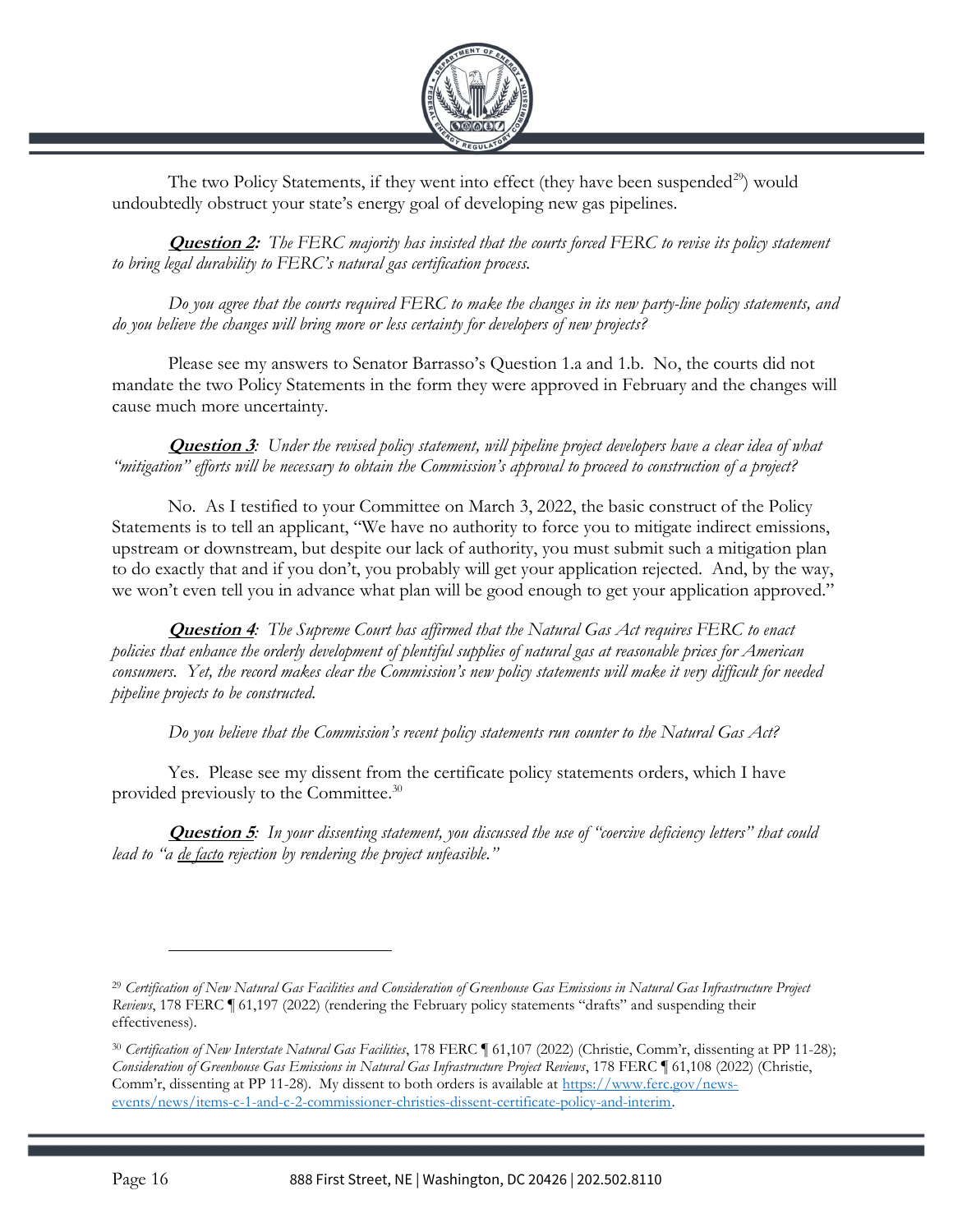The two Policy Statements, if they went into effect (they have been suspended[29]) would undoubtedly obstruct your state's energy goal of developing new gas pipelines.

***Question 2:*** *The FERC majority has insisted that the courts forced FERC to revise its policy statement to bring legal durability to FERC's natural gas certification process.*

*Do you agree that the courts required FERC to make the changes in its new party-line policy statements, and do you believe the changes will bring more or less certainty for developers of new projects?*

Please see my answers to Senator Barrasso's Question 1.a and 1.b. No, the courts did not mandate the two Policy Statements in the form they were approved in February and the changes will cause much more uncertainty.

***Question 3****: Under the revised policy statement, will pipeline project developers have a clear idea of what "mitigation" efforts will be necessary to obtain the Commission's approval to proceed to construction of a project?*

No. As I testified to your Committee on March 3, 2022, the basic construct of the Policy Statements is to tell an applicant, "We have no authority to force you to mitigate indirect emissions, upstream or downstream, but despite our lack of authority, you must submit such a mitigation plan to do exactly that and if you don't, you probably will get your application rejected. And, by the way, we won't even tell you in advance what plan will be good enough to get your application approved."

***Question 4****: The Supreme Court has affirmed that the Natural Gas Act requires FERC to enact policies that enhance the orderly development of plentiful supplies of natural gas at reasonable prices for American consumers. Yet, the record makes clear the Commission's new policy statements will make it very difficult for needed pipeline projects to be constructed.*

*Do you believe that the Commission's recent policy statements run counter to the Natural Gas Act?*

Yes. Please see my dissent from the certificate policy statements orders, which I have provided previously to the Committee.[30]

***Question 5****: In your dissenting statement, you discussed the use of "coercive deficiency letters" that could lead to "a de facto rejection by rendering the project unfeasible."*

---

[29] *Certification of New Natural Gas Facilities and Consideration of Greenhouse Gas Emissions in Natural Gas Infrastructure Project Reviews*, 178 FERC ¶ 61,197 (2022) (rendering the February policy statements "drafts" and suspending their effectiveness).

[30] *Certification of New Interstate Natural Gas Facilities*, 178 FERC ¶ 61,107 (2022) (Christie, Comm'r, dissenting at PP 11-28); *Consideration of Greenhouse Gas Emissions in Natural Gas Infrastructure Project Reviews*, 178 FERC ¶ 61,108 (2022) (Christie, Comm'r, dissenting at PP 11-28). My dissent to both orders is available at [https://www.ferc.gov/news-events/news/items-c-1-and-c-2-commissioner-christies-dissent-certificate-policy-and-interim](https://www.ferc.gov/news-events/news/items-c-1-and-c-2-commissioner-christies-dissent-certificate-policy-and-interim).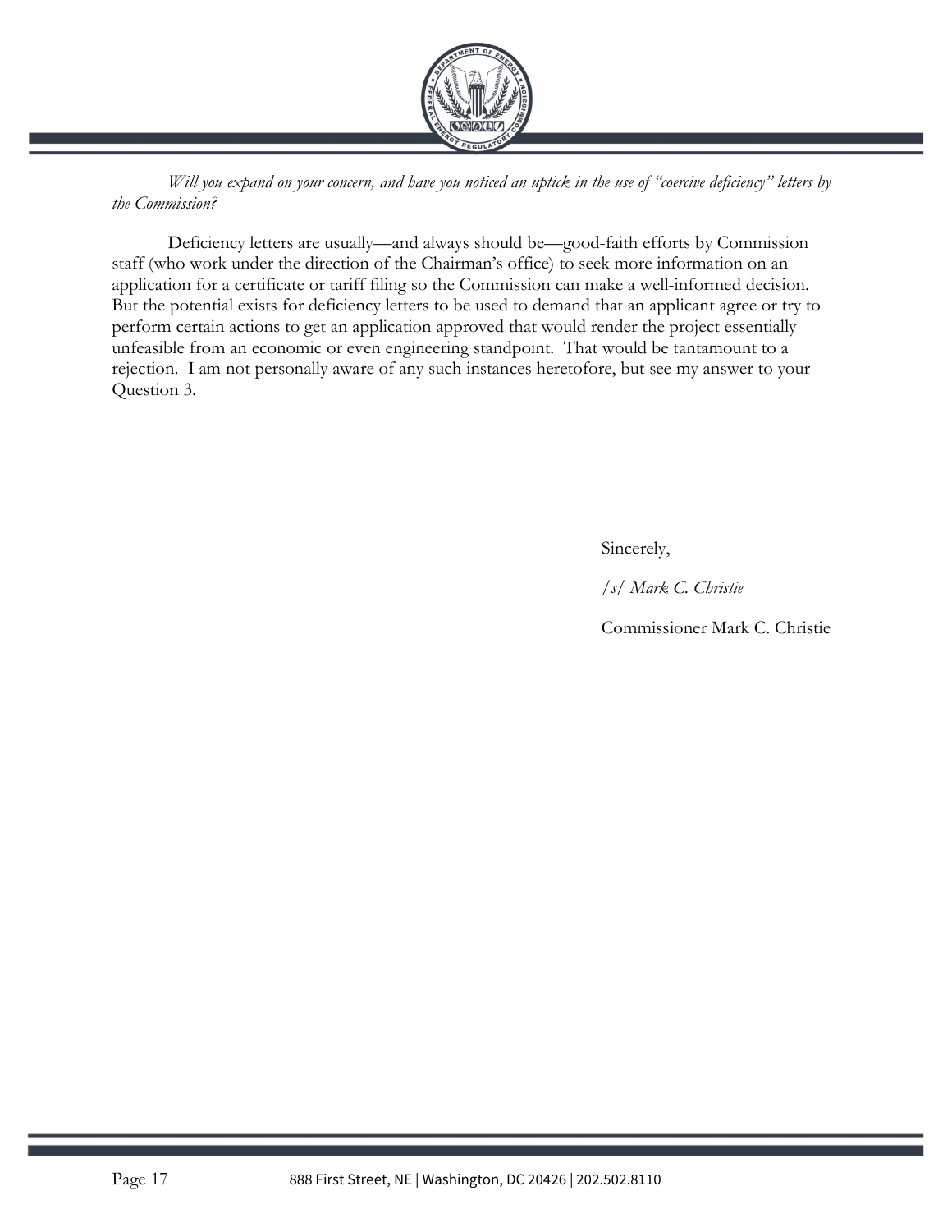*Will you expand on your concern, and have you noticed an uptick in the use of "coercive deficiency" letters by the Commission?*

Deficiency letters are usually—and always should be—good-faith efforts by Commission staff (who work under the direction of the Chairman's office) to seek more information on an application for a certificate or tariff filing so the Commission can make a well-informed decision. But the potential exists for deficiency letters to be used to demand that an applicant agree or try to perform certain actions to get an application approved that would render the project essentially unfeasible from an economic or even engineering standpoint. That would be tantamount to a rejection. I am not personally aware of any such instances heretofore, but see my answer to your Question 3.

Sincerely,

*/s/ Mark C. Christie*

Commissioner Mark C. Christie